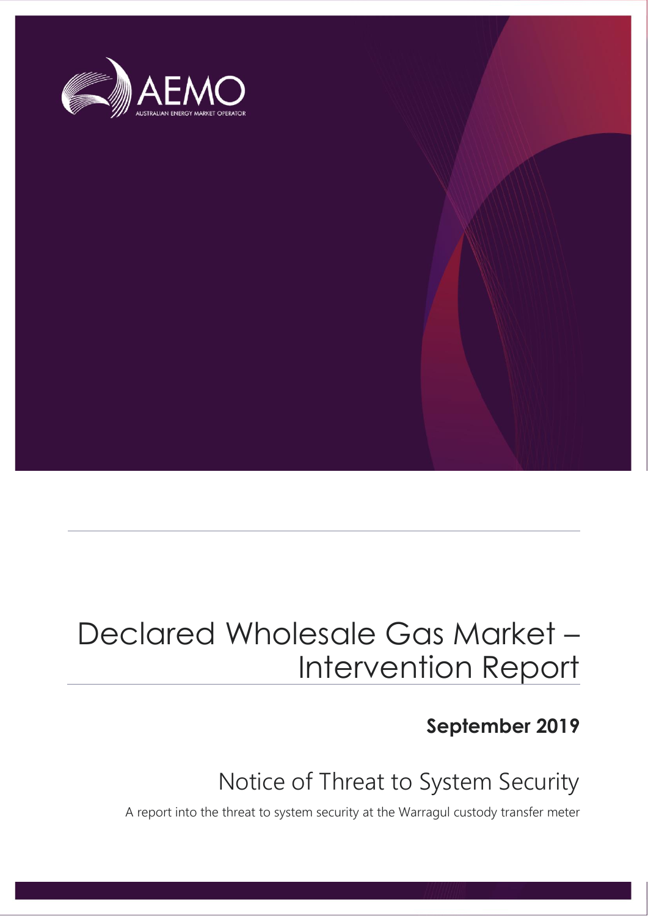# Declared Wholesale Gas Market – Intervention Report

**September 2019**

## Notice of Threat to System Security

A report into the threat to system security at the Warragul custody transfer meter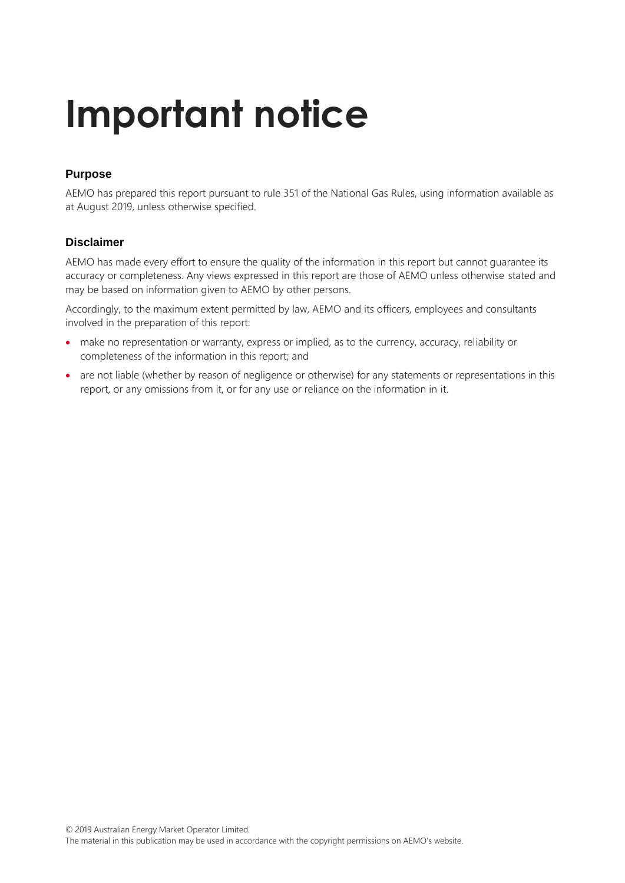# Important notice

### Purpose

AEMO has prepared this report pursuant to rule 351 of the National Gas Rules, using information available as at August 2019, unless otherwise specified.

### Disclaimer

AEMO has made every effort to ensure the quality of the information in this report but cannot guarantee its accuracy or completeness. Any views expressed in this report are those of AEMO unless otherwise stated and may be based on information given to AEMO by other persons.

Accordingly, to the maximum extent permitted by law, AEMO and its officers, employees and consultants involved in the preparation of this report:

- make no representation or warranty, express or implied, as to the currency, accuracy, reliability or completeness of the information in this report; and
- are not liable (whether by reason of negligence or otherwise) for any statements or representations in this report, or any omissions from it, or for any use or reliance on the information in it.

© 2019 Australian Energy Market Operator Limited.
The material in this publication may be used in accordance with the copyright permissions on AEMO's website.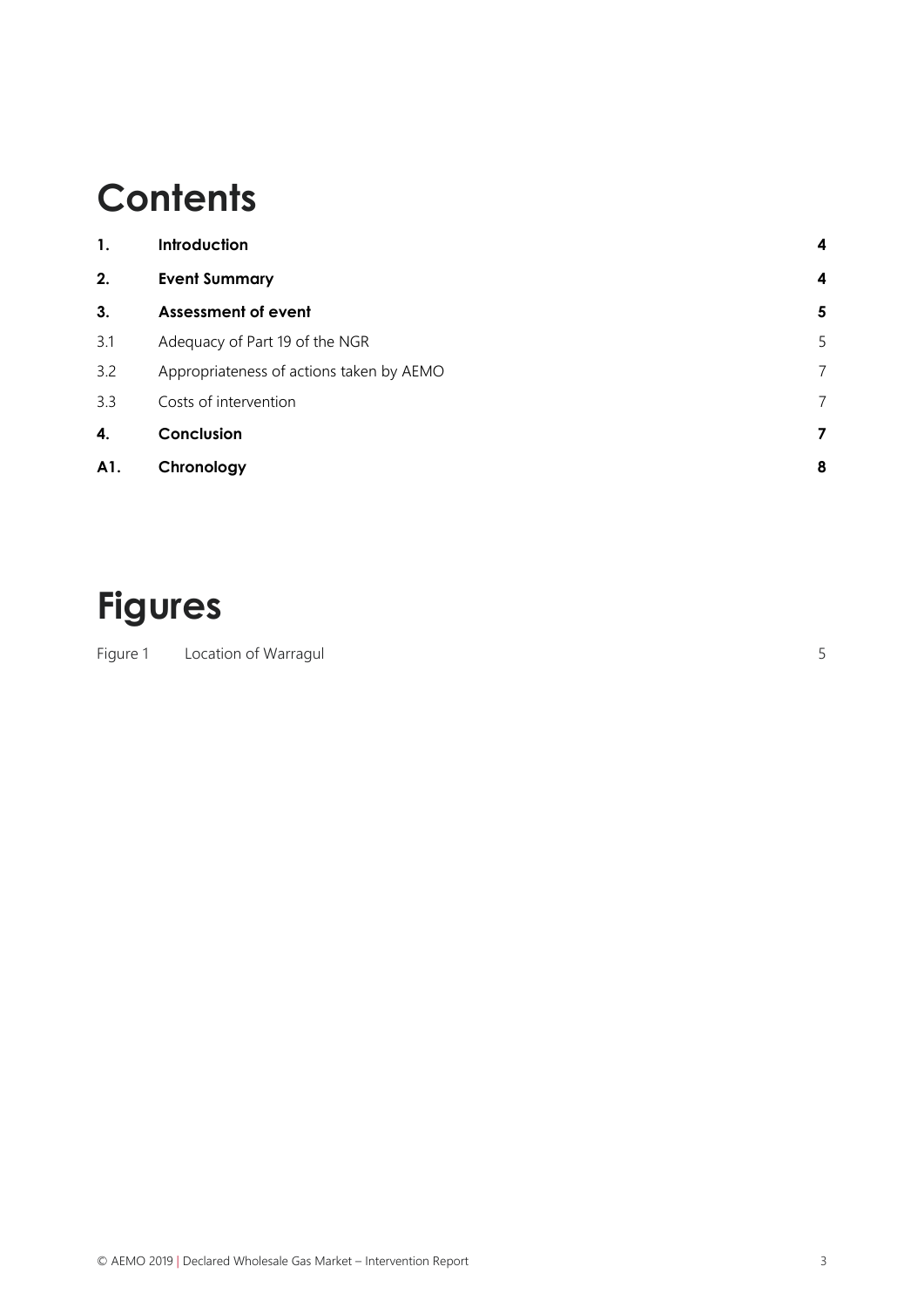# Contents

| | | |
|---|---|---|
| **1.** | **Introduction** | **4** |
| **2.** | **Event Summary** | **4** |
| **3.** | **Assessment of event** | **5** |
| 3.1 | Adequacy of Part 19 of the NGR | 5 |
| 3.2 | Appropriateness of actions taken by AEMO | 7 |
| 3.3 | Costs of intervention | 7 |
| **4.** | **Conclusion** | **7** |
| **A1.** | **Chronology** | **8** |

# Figures

| | | |
|---|---|---|
| Figure 1 | Location of Warragul | 5 |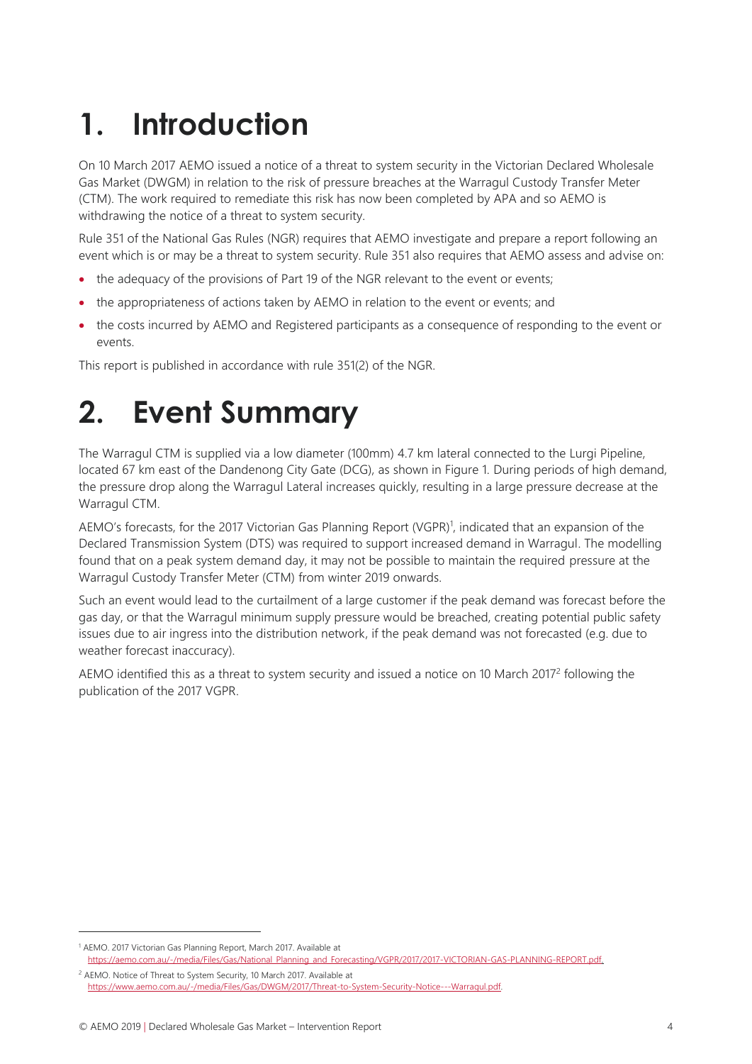# 1. Introduction

On 10 March 2017 AEMO issued a notice of a threat to system security in the Victorian Declared Wholesale Gas Market (DWGM) in relation to the risk of pressure breaches at the Warragul Custody Transfer Meter (CTM). The work required to remediate this risk has now been completed by APA and so AEMO is withdrawing the notice of a threat to system security.

Rule 351 of the National Gas Rules (NGR) requires that AEMO investigate and prepare a report following an event which is or may be a threat to system security. Rule 351 also requires that AEMO assess and advise on:

- the adequacy of the provisions of Part 19 of the NGR relevant to the event or events;
- the appropriateness of actions taken by AEMO in relation to the event or events; and
- the costs incurred by AEMO and Registered participants as a consequence of responding to the event or events.

This report is published in accordance with rule 351(2) of the NGR.

# 2. Event Summary

The Warragul CTM is supplied via a low diameter (100mm) 4.7 km lateral connected to the Lurgi Pipeline, located 67 km east of the Dandenong City Gate (DCG), as shown in Figure 1. During periods of high demand, the pressure drop along the Warragul Lateral increases quickly, resulting in a large pressure decrease at the Warragul CTM.

AEMO's forecasts, for the 2017 Victorian Gas Planning Report (VGPR)[1], indicated that an expansion of the Declared Transmission System (DTS) was required to support increased demand in Warragul. The modelling found that on a peak system demand day, it may not be possible to maintain the required pressure at the Warragul Custody Transfer Meter (CTM) from winter 2019 onwards.

Such an event would lead to the curtailment of a large customer if the peak demand was forecast before the gas day, or that the Warragul minimum supply pressure would be breached, creating potential public safety issues due to air ingress into the distribution network, if the peak demand was not forecasted (e.g. due to weather forecast inaccuracy).

AEMO identified this as a threat to system security and issued a notice on 10 March 2017[2] following the publication of the 2017 VGPR.

---

[1] AEMO. 2017 Victorian Gas Planning Report, March 2017. Available at https://aemo.com.au/-/media/Files/Gas/National_Planning_and_Forecasting/VGPR/2017/2017-VICTORIAN-GAS-PLANNING-REPORT.pdf.

[2] AEMO. Notice of Threat to System Security, 10 March 2017. Available at https://www.aemo.com.au/-/media/Files/Gas/DWGM/2017/Threat-to-System-Security-Notice---Warragul.pdf.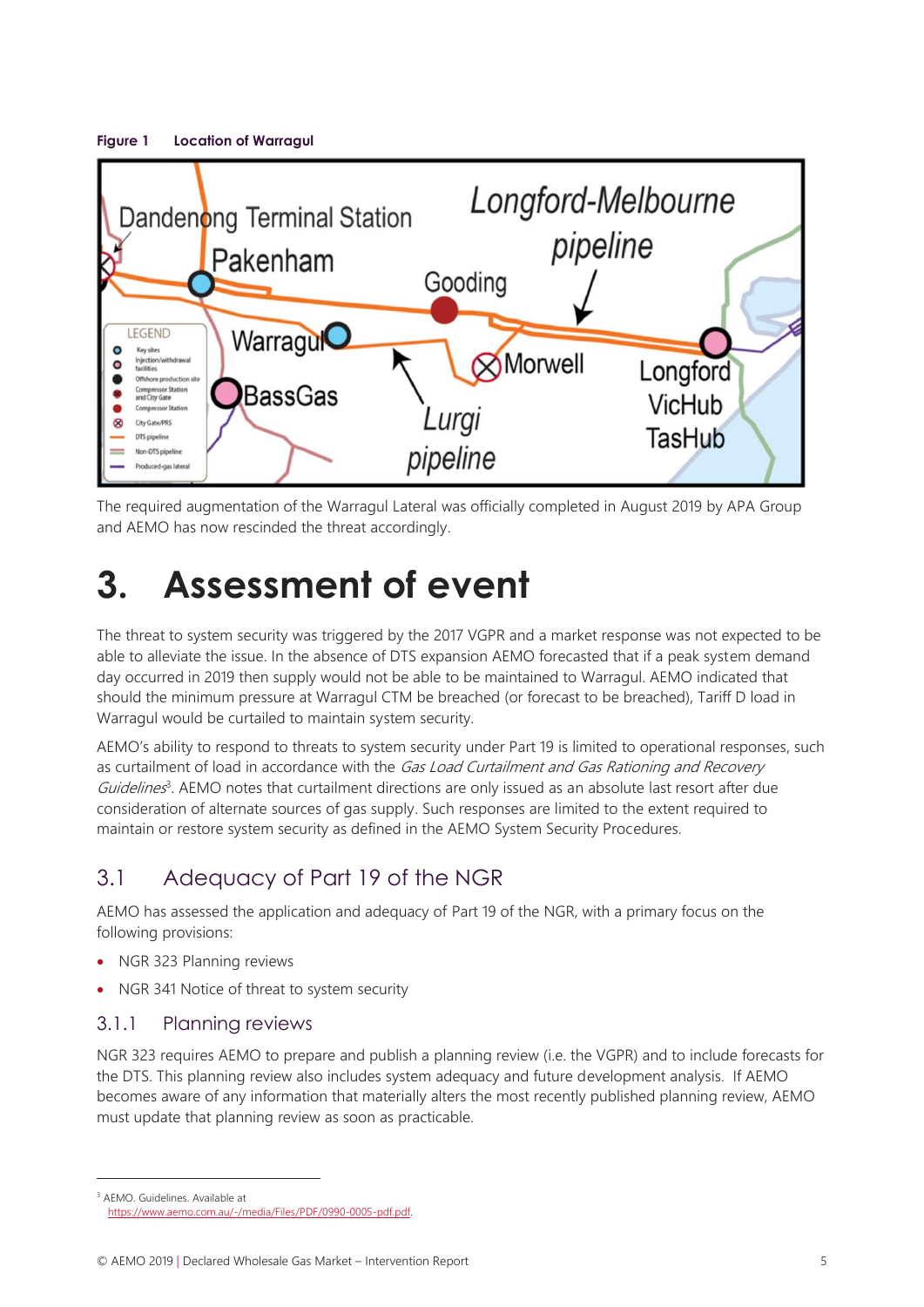**Figure 1 Location of Warragul**

The required augmentation of the Warragul Lateral was officially completed in August 2019 by APA Group and AEMO has now rescinded the threat accordingly.

# 3. Assessment of event

The threat to system security was triggered by the 2017 VGPR and a market response was not expected to be able to alleviate the issue. In the absence of DTS expansion AEMO forecasted that if a peak system demand day occurred in 2019 then supply would not be able to be maintained to Warragul. AEMO indicated that should the minimum pressure at Warragul CTM be breached (or forecast to be breached), Tariff D load in Warragul would be curtailed to maintain system security.

AEMO's ability to respond to threats to system security under Part 19 is limited to operational responses, such as curtailment of load in accordance with the *Gas Load Curtailment and Gas Rationing and Recovery Guidelines*[3]. AEMO notes that curtailment directions are only issued as an absolute last resort after due consideration of alternate sources of gas supply. Such responses are limited to the extent required to maintain or restore system security as defined in the AEMO System Security Procedures.

## 3.1 Adequacy of Part 19 of the NGR

AEMO has assessed the application and adequacy of Part 19 of the NGR, with a primary focus on the following provisions:

- NGR 323 Planning reviews
- NGR 341 Notice of threat to system security

### 3.1.1 Planning reviews

NGR 323 requires AEMO to prepare and publish a planning review (i.e. the VGPR) and to include forecasts for the DTS. This planning review also includes system adequacy and future development analysis. If AEMO becomes aware of any information that materially alters the most recently published planning review, AEMO must update that planning review as soon as practicable.

[3] AEMO. Guidelines. Available at https://www.aemo.com.au/-/media/Files/PDF/0990-0005-pdf.pdf.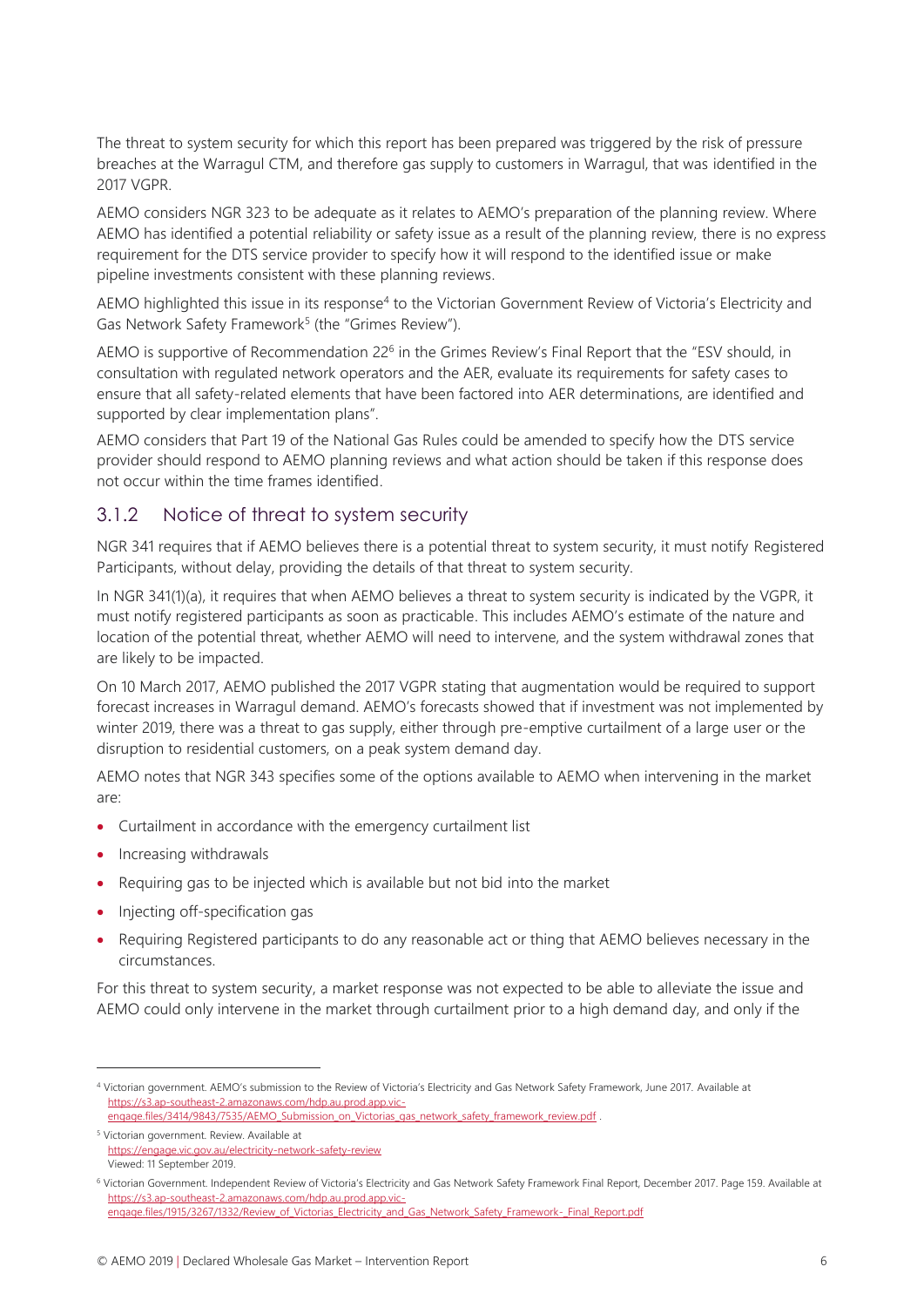The threat to system security for which this report has been prepared was triggered by the risk of pressure breaches at the Warragul CTM, and therefore gas supply to customers in Warragul, that was identified in the 2017 VGPR.

AEMO considers NGR 323 to be adequate as it relates to AEMO's preparation of the planning review. Where AEMO has identified a potential reliability or safety issue as a result of the planning review, there is no express requirement for the DTS service provider to specify how it will respond to the identified issue or make pipeline investments consistent with these planning reviews.

AEMO highlighted this issue in its response[4] to the Victorian Government Review of Victoria's Electricity and Gas Network Safety Framework[5] (the "Grimes Review").

AEMO is supportive of Recommendation 22[6] in the Grimes Review's Final Report that the "ESV should, in consultation with regulated network operators and the AER, evaluate its requirements for safety cases to ensure that all safety-related elements that have been factored into AER determinations, are identified and supported by clear implementation plans".

AEMO considers that Part 19 of the National Gas Rules could be amended to specify how the DTS service provider should respond to AEMO planning reviews and what action should be taken if this response does not occur within the time frames identified.

### 3.1.2 Notice of threat to system security

NGR 341 requires that if AEMO believes there is a potential threat to system security, it must notify Registered Participants, without delay, providing the details of that threat to system security.

In NGR 341(1)(a), it requires that when AEMO believes a threat to system security is indicated by the VGPR, it must notify registered participants as soon as practicable. This includes AEMO's estimate of the nature and location of the potential threat, whether AEMO will need to intervene, and the system withdrawal zones that are likely to be impacted.

On 10 March 2017, AEMO published the 2017 VGPR stating that augmentation would be required to support forecast increases in Warragul demand. AEMO's forecasts showed that if investment was not implemented by winter 2019, there was a threat to gas supply, either through pre-emptive curtailment of a large user or the disruption to residential customers, on a peak system demand day.

AEMO notes that NGR 343 specifies some of the options available to AEMO when intervening in the market are:

- Curtailment in accordance with the emergency curtailment list
- Increasing withdrawals
- Requiring gas to be injected which is available but not bid into the market
- Injecting off-specification gas
- Requiring Registered participants to do any reasonable act or thing that AEMO believes necessary in the circumstances.

For this threat to system security, a market response was not expected to be able to alleviate the issue and AEMO could only intervene in the market through curtailment prior to a high demand day, and only if the

---

[4] Victorian government. AEMO's submission to the Review of Victoria's Electricity and Gas Network Safety Framework, June 2017. Available at https://s3.ap-southeast-2.amazonaws.com/hdp.au.prod.app.vic-engage.files/3414/9843/7535/AEMO_Submission_on_Victorias_gas_network_safety_framework_review.pdf .

[5] Victorian government. Review. Available at https://engage.vic.gov.au/electricity-network-safety-review Viewed: 11 September 2019.

[6] Victorian Government. Independent Review of Victoria's Electricity and Gas Network Safety Framework Final Report, December 2017. Page 159. Available at https://s3.ap-southeast-2.amazonaws.com/hdp.au.prod.app.vic-engage.files/1915/3267/1332/Review_of_Victorias_Electricity_and_Gas_Network_Safety_Framework-_Final_Report.pdf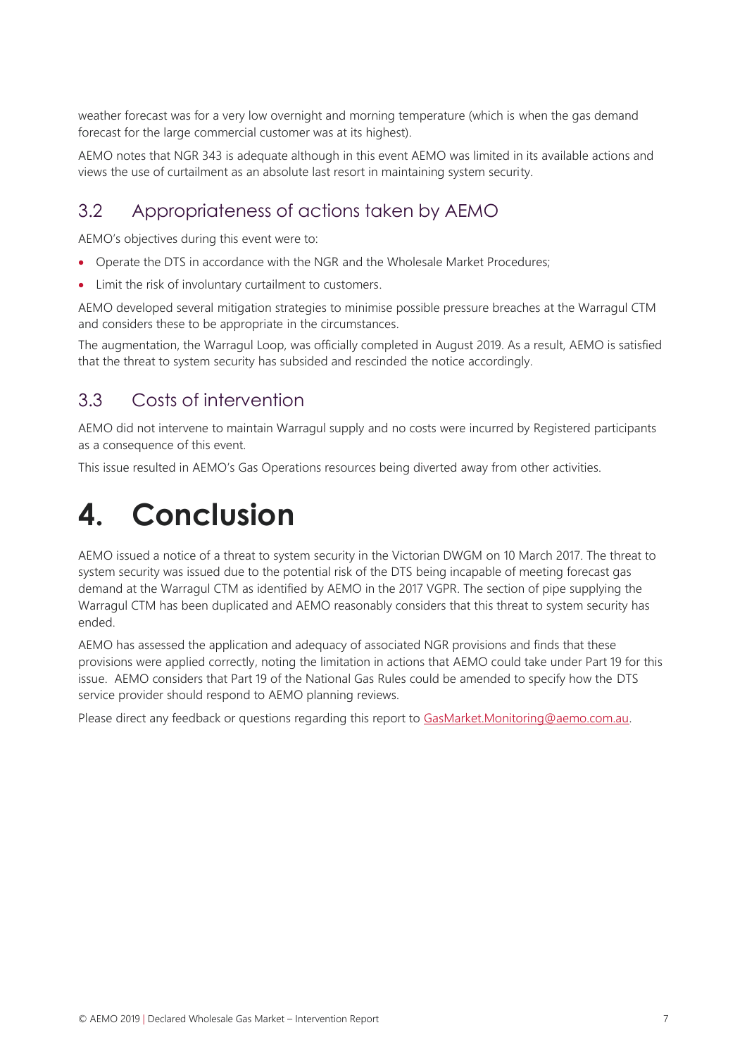weather forecast was for a very low overnight and morning temperature (which is when the gas demand forecast for the large commercial customer was at its highest).

AEMO notes that NGR 343 is adequate although in this event AEMO was limited in its available actions and views the use of curtailment as an absolute last resort in maintaining system security.

## 3.2 Appropriateness of actions taken by AEMO

AEMO's objectives during this event were to:

- Operate the DTS in accordance with the NGR and the Wholesale Market Procedures;
- Limit the risk of involuntary curtailment to customers.

AEMO developed several mitigation strategies to minimise possible pressure breaches at the Warragul CTM and considers these to be appropriate in the circumstances.

The augmentation, the Warragul Loop, was officially completed in August 2019. As a result, AEMO is satisfied that the threat to system security has subsided and rescinded the notice accordingly.

## 3.3 Costs of intervention

AEMO did not intervene to maintain Warragul supply and no costs were incurred by Registered participants as a consequence of this event.

This issue resulted in AEMO's Gas Operations resources being diverted away from other activities.

# 4. Conclusion

AEMO issued a notice of a threat to system security in the Victorian DWGM on 10 March 2017. The threat to system security was issued due to the potential risk of the DTS being incapable of meeting forecast gas demand at the Warragul CTM as identified by AEMO in the 2017 VGPR. The section of pipe supplying the Warragul CTM has been duplicated and AEMO reasonably considers that this threat to system security has ended.

AEMO has assessed the application and adequacy of associated NGR provisions and finds that these provisions were applied correctly, noting the limitation in actions that AEMO could take under Part 19 for this issue. AEMO considers that Part 19 of the National Gas Rules could be amended to specify how the DTS service provider should respond to AEMO planning reviews.

Please direct any feedback or questions regarding this report to GasMarket.Monitoring@aemo.com.au.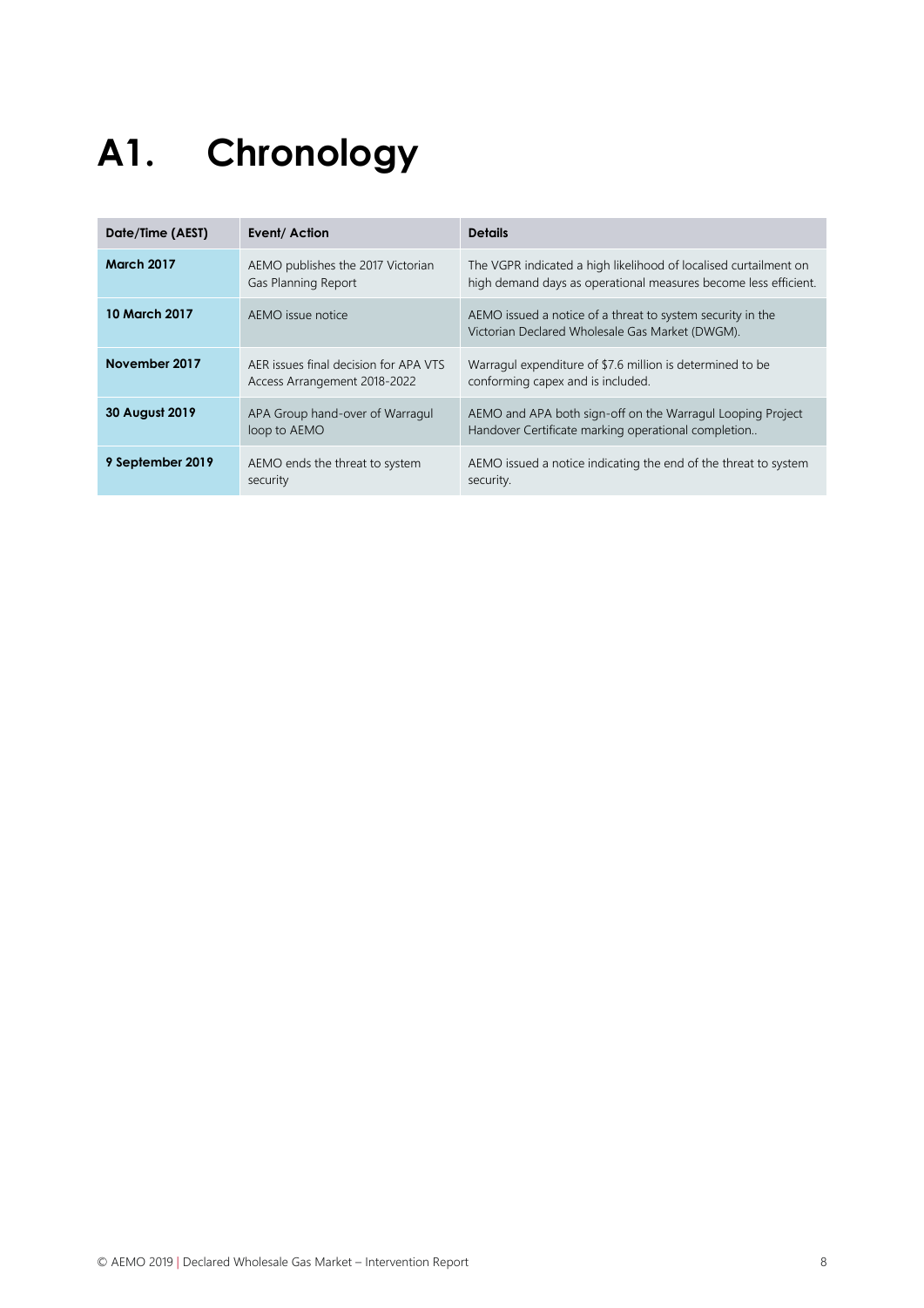# A1. Chronology

| Date/Time (AEST) | Event/ Action | Details |
| --- | --- | --- |
| **March 2017** | AEMO publishes the 2017 Victorian Gas Planning Report | The VGPR indicated a high likelihood of localised curtailment on high demand days as operational measures become less efficient. |
| **10 March 2017** | AEMO issue notice | AEMO issued a notice of a threat to system security in the Victorian Declared Wholesale Gas Market (DWGM). |
| **November 2017** | AER issues final decision for APA VTS Access Arrangement 2018-2022 | Warragul expenditure of $7.6 million is determined to be conforming capex and is included. |
| **30 August 2019** | APA Group hand-over of Warragul loop to AEMO | AEMO and APA both sign-off on the Warragul Looping Project Handover Certificate marking operational completion.. |
| **9 September 2019** | AEMO ends the threat to system security | AEMO issued a notice indicating the end of the threat to system security. |